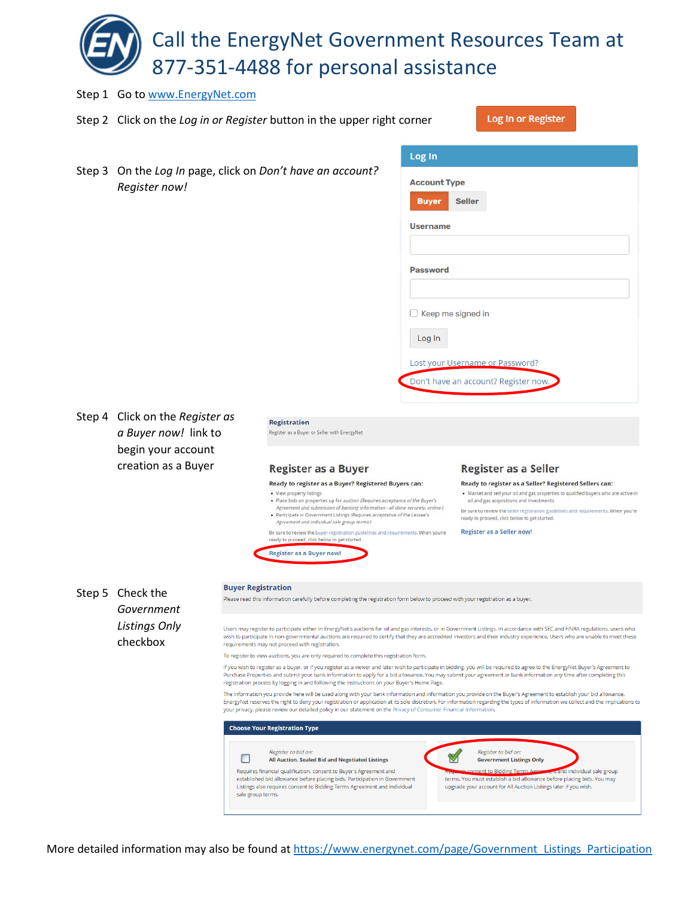# Call the EnergyNet Government Resources Team at 877-351-4488 for personal assistance

Step 1 Go to [www.EnergyNet.com](http://www.EnergyNet.com)

Step 2 Click on the *Log in or Register* button in the upper right corner

**Log In or Register**

Step 3 On the *Log In* page, click on *Don't have an account? Register now!*

**Log In**

Account Type

**Buyer** Seller

Username

Password

Keep me signed in

Log In

Lost your Username or Password?

Don't have an account? Register now.

Step 4 Click on the *Register as a Buyer now!* link to begin your account creation as a Buyer

**Registration**

Register as a Buyer or Seller with EnergyNet

## Register as a Buyer

**Ready to register as a Buyer? Registered Buyers can:**

- View property listings
- Place bids on properties up for auction (*Requires acceptance of the Buyer's Agreement and submission of banking information - all done securely, online.*)
- Participate in Government Listings (*Requires acceptance of the Lessee's Agreement and individual sale group terms.*)

Be sure to review the buyer registration guidelines and requirements. When you're ready to proceed, click below to get started.

Register as a Buyer now!

## Register as a Seller

**Ready to register as a Seller? Registered Sellers can:**

- Market and sell your oil and gas properties to qualified buyers who are active in oil and gas acquisitions and investments

Be sure to review the seller registration guidelines and requirements. When you're ready to proceed, click below to get started.

Register as a Seller now!

Step 5 Check the *Government Listings Only* checkbox

**Buyer Registration**

Please read this information carefully before completing the registration form below to proceed with your registration as a buyer.

Users may register to participate either in EnergyNet's auctions for oil and gas interests, or in Government Listings. In accordance with SEC and FINRA regulations, users who wish to participate in non-governmental auctions are required to certify that they are accredited investors and their industry experience. Users who are unable to meet these requirements may not proceed with registration.

To register to view auctions, you are only required to complete this registration form.

If you wish to register as a buyer, or if you register as a viewer and later wish to participate in bidding, you will be required to agree to the EnergyNet Buyer's Agreement to Purchase Properties and submit your bank information to apply for a bid allowance. You may submit your agreement or bank information any time after completing this registration process by logging in and following the instructions on your Buyer's Home Page.

The information you provide here will be used along with your bank information and information you provide on the Buyer's Agreement to establish your bid allowance. EnergyNet reserves the right to deny your registration or application at its sole discretion. For information regarding the types of information we collect and the implications to your privacy, please review our detailed policy in our statement on the Privacy of Consumer Financial Information.

**Choose Your Registration Type**

*Register to bid on:*
**All Auction, Sealed Bid and Negotiated Listings**
Requires financial qualification, consent to Buyer's Agreement and established bid allowance before placing bids. Participation in Government Listings also requires consent to Bidding Terms Agreement and individual sale group terms.

*Register to bid on:*
**Government Listings Only**
Requires consent to Bidding Terms Agreement and individual sale group terms. You must establish a bid allowance before placing bids. You may upgrade your account for All Auction Listings later if you wish.

More detailed information may also be found at [https://www.energynet.com/page/Government_Listings_Participation](https://www.energynet.com/page/Government_Listings_Participation)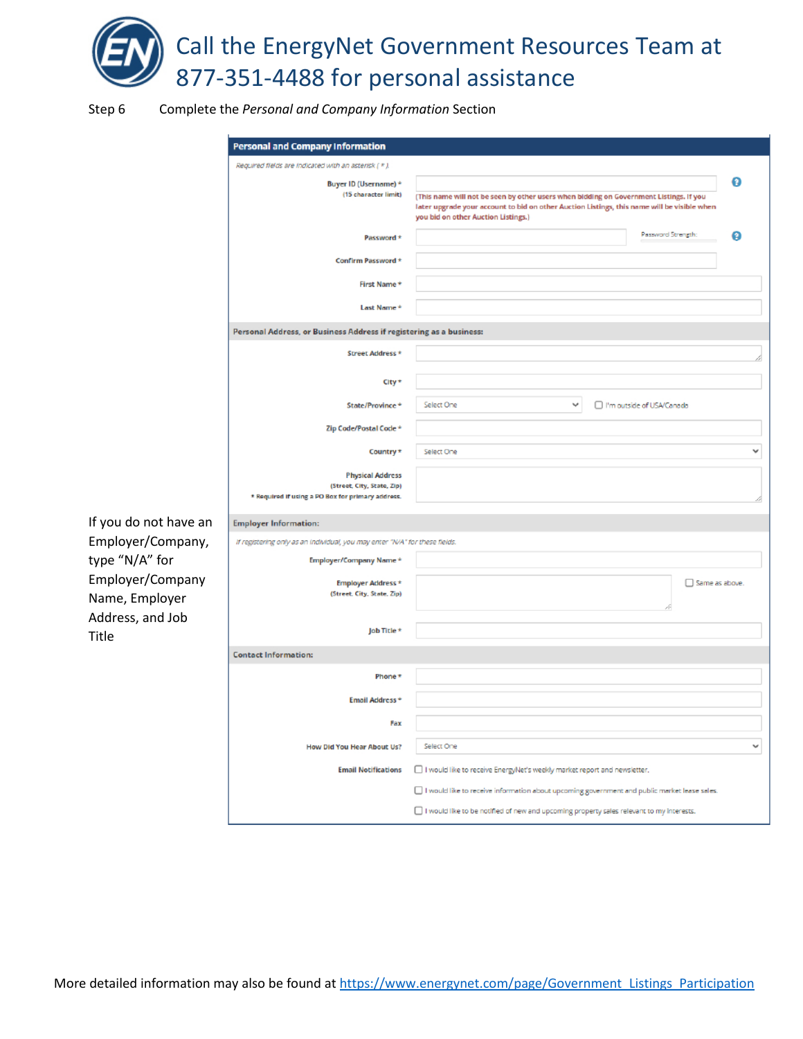# Call the EnergyNet Government Resources Team at 877-351-4488 for personal assistance

Step 6 Complete the *Personal and Company Information* Section

**Personal and Company Information**

*Required fields are indicated with an asterisk ( * ).*

| Field | Input |
|---|---|
| Buyer ID (Username) * (15 character limit) | (This name will not be seen by other users when bidding on Government Listings. If you later upgrade your account to bid on other Auction Listings, this name will be visible when you bid on other Auction Listings.) |
| Password * | Password Strength: |
| Confirm Password * | |
| First Name * | |
| Last Name * | |

**Personal Address, or Business Address if registering as a business:**

| Field | Input |
|---|---|
| Street Address * | |
| City * | |
| State/Province * | Select One ☐ I'm outside of USA/Canada |
| Zip Code/Postal Code * | |
| Country * | Select One |
| Physical Address (Street, City, State, Zip) * Required if using a PO Box for primary address. | |

**Employer Information:**

If you do not have an Employer/Company, type "N/A" for Employer/Company Name, Employer Address, and Job Title

*If registering only as an individual, you may enter "N/A" for these fields.*

| Field | Input |
|---|---|
| Employer/Company Name * | |
| Employer Address * (Street, City, State, Zip) | ☐ Same as above. |
| Job Title * | |

**Contact Information:**

| Field | Input |
|---|---|
| Phone * | |
| Email Address * | |
| Fax | |
| How Did You Hear About Us? | Select One |
| Email Notifications | ☐ I would like to receive EnergyNet's weekly market report and newsletter. |
| | ☐ I would like to receive information about upcoming government and public market lease sales. |
| | ☐ I would like to be notified of new and upcoming property sales relevant to my interests. |

More detailed information may also be found at https://www.energynet.com/page/Government_Listings_Participation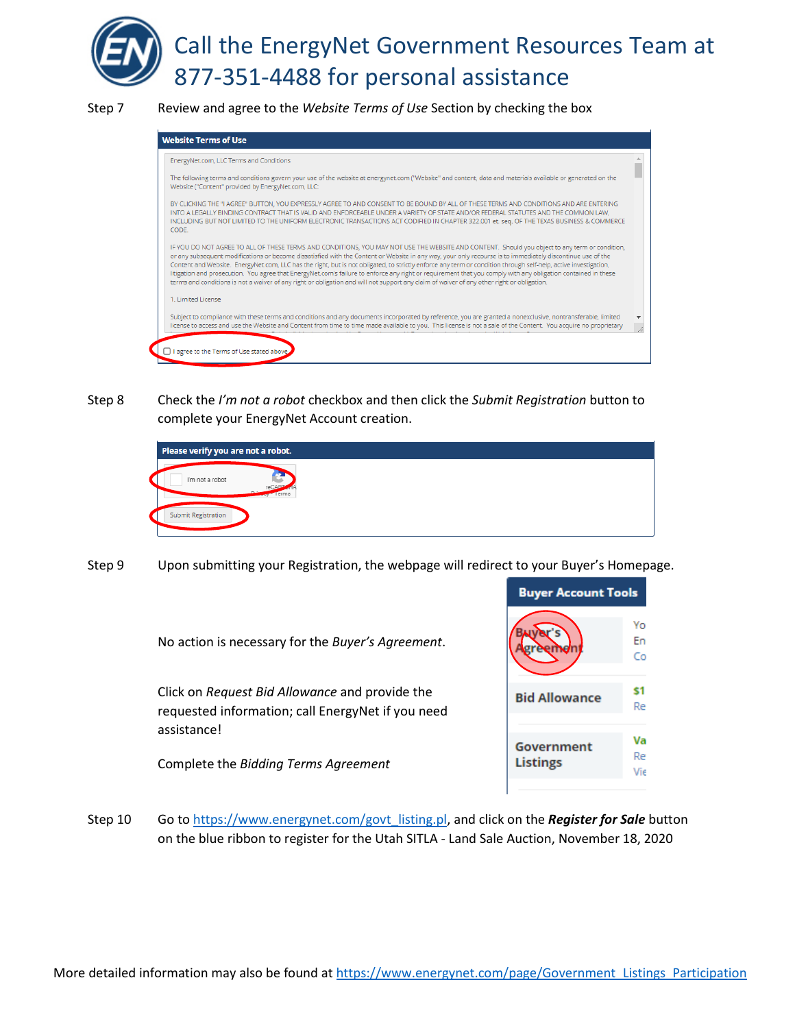# Call the EnergyNet Government Resources Team at 877-351-4488 for personal assistance

Step 7 Review and agree to the *Website Terms of Use* Section by checking the box

Step 8 Check the *I'm not a robot* checkbox and then click the *Submit Registration* button to complete your EnergyNet Account creation.

Step 9 Upon submitting your Registration, the webpage will redirect to your Buyer's Homepage.

No action is necessary for the *Buyer's Agreement*.

Click on *Request Bid Allowance* and provide the requested information; call EnergyNet if you need assistance!

Complete the *Bidding Terms Agreement*

Step 10 Go to https://www.energynet.com/govt_listing.pl, and click on the ***Register for Sale*** button on the blue ribbon to register for the Utah SITLA - Land Sale Auction, November 18, 2020

More detailed information may also be found at https://www.energynet.com/page/Government_Listings_Participation